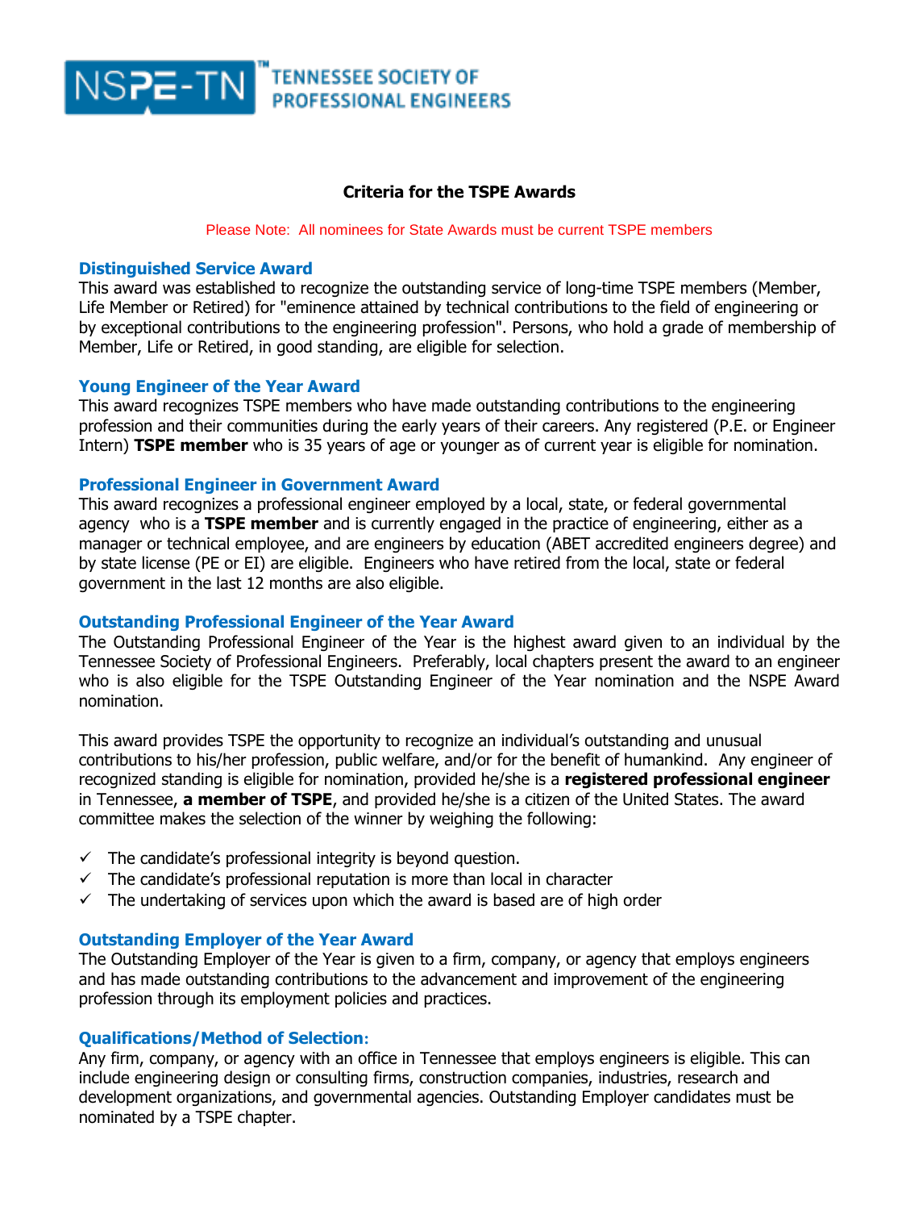NSPE-TN™ TENNESSEE SOCIETY OF PROFESSIONAL ENGINEERS

# Criteria for the TSPE Awards

Please Note: All nominees for State Awards must be current TSPE members

## Distinguished Service Award

This award was established to recognize the outstanding service of long-time TSPE members (Member, Life Member or Retired) for "eminence attained by technical contributions to the field of engineering or by exceptional contributions to the engineering profession". Persons, who hold a grade of membership of Member, Life or Retired, in good standing, are eligible for selection.

## Young Engineer of the Year Award

This award recognizes TSPE members who have made outstanding contributions to the engineering profession and their communities during the early years of their careers. Any registered (P.E. or Engineer Intern) **TSPE member** who is 35 years of age or younger as of current year is eligible for nomination.

## Professional Engineer in Government Award

This award recognizes a professional engineer employed by a local, state, or federal governmental agency who is a **TSPE member** and is currently engaged in the practice of engineering, either as a manager or technical employee, and are engineers by education (ABET accredited engineers degree) and by state license (PE or EI) are eligible. Engineers who have retired from the local, state or federal government in the last 12 months are also eligible.

## Outstanding Professional Engineer of the Year Award

The Outstanding Professional Engineer of the Year is the highest award given to an individual by the Tennessee Society of Professional Engineers. Preferably, local chapters present the award to an engineer who is also eligible for the TSPE Outstanding Engineer of the Year nomination and the NSPE Award nomination.

This award provides TSPE the opportunity to recognize an individual's outstanding and unusual contributions to his/her profession, public welfare, and/or for the benefit of humankind. Any engineer of recognized standing is eligible for nomination, provided he/she is a **registered professional engineer** in Tennessee, **a member of TSPE**, and provided he/she is a citizen of the United States. The award committee makes the selection of the winner by weighing the following:

- ✓ The candidate's professional integrity is beyond question.
- ✓ The candidate's professional reputation is more than local in character
- ✓ The undertaking of services upon which the award is based are of high order

## Outstanding Employer of the Year Award

The Outstanding Employer of the Year is given to a firm, company, or agency that employs engineers and has made outstanding contributions to the advancement and improvement of the engineering profession through its employment policies and practices.

## Qualifications/Method of Selection:

Any firm, company, or agency with an office in Tennessee that employs engineers is eligible. This can include engineering design or consulting firms, construction companies, industries, research and development organizations, and governmental agencies. Outstanding Employer candidates must be nominated by a TSPE chapter.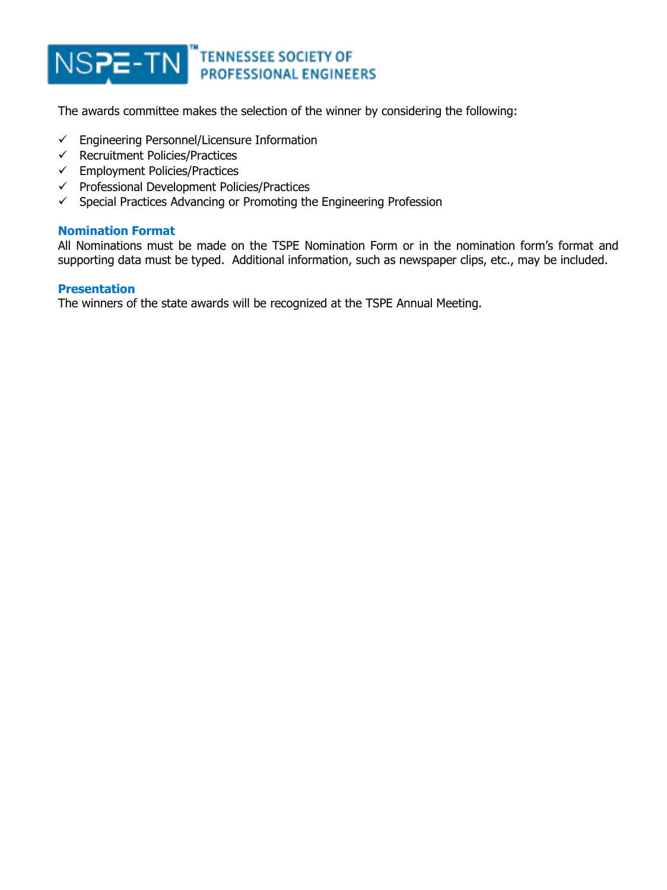The awards committee makes the selection of the winner by considering the following:

- ✓ Engineering Personnel/Licensure Information
- ✓ Recruitment Policies/Practices
- ✓ Employment Policies/Practices
- ✓ Professional Development Policies/Practices
- ✓ Special Practices Advancing or Promoting the Engineering Profession

### Nomination Format

All Nominations must be made on the TSPE Nomination Form or in the nomination form's format and supporting data must be typed. Additional information, such as newspaper clips, etc., may be included.

### Presentation

The winners of the state awards will be recognized at the TSPE Annual Meeting.